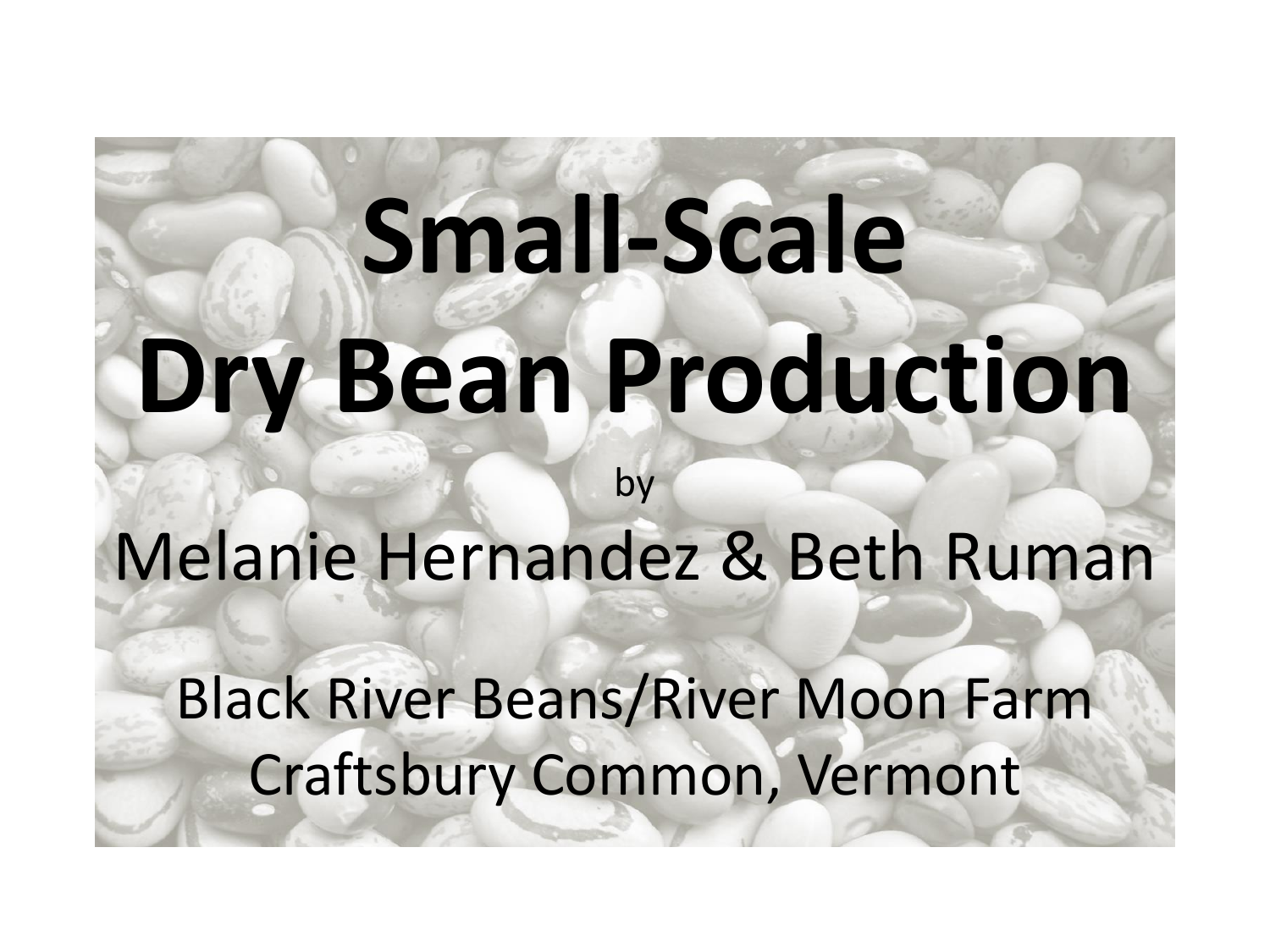# Small-Scale Dry Bean Production

by

Melanie Hernandez & Beth Ruman

Black River Beans/River Moon Farm
Craftsbury Common, Vermont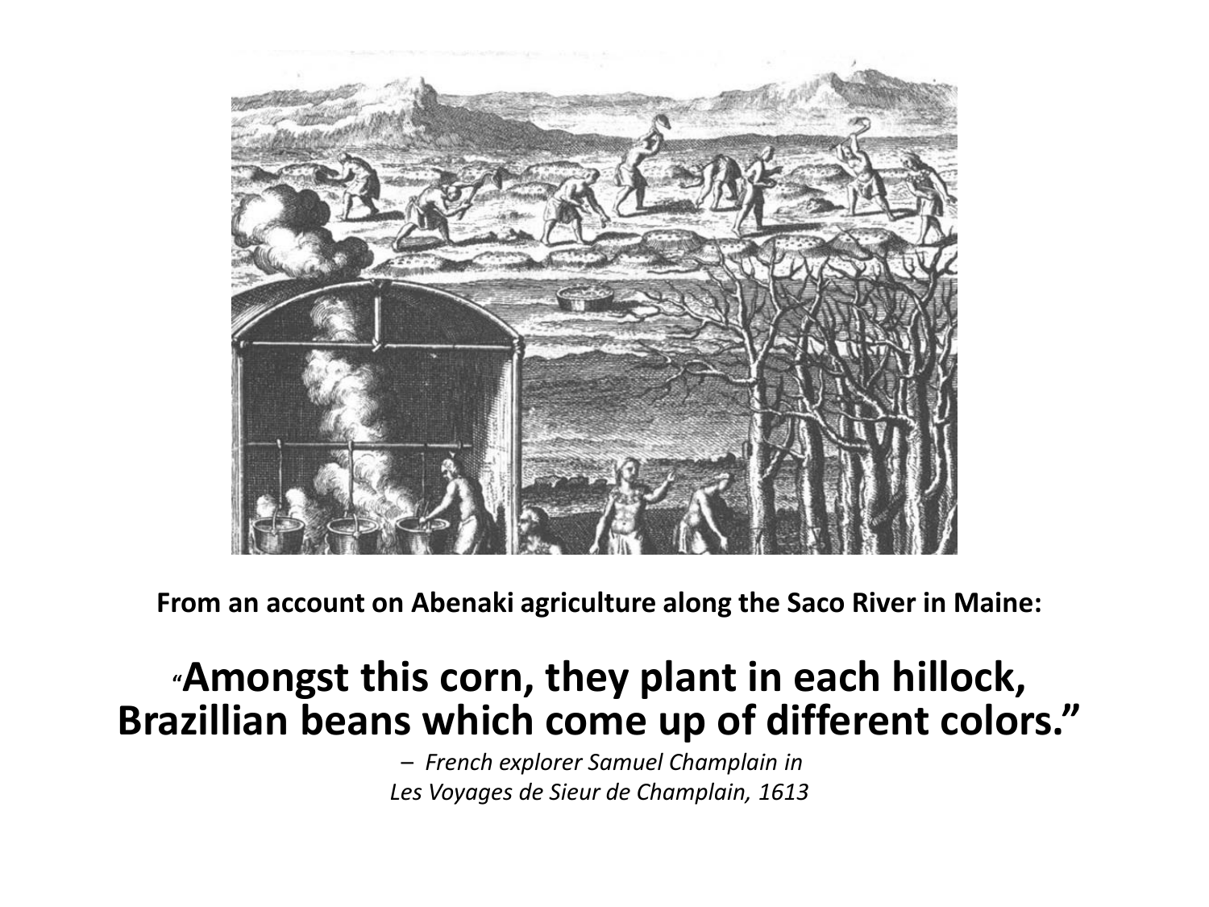**From an account on Abenaki agriculture along the Saco River in Maine:**

**"Amongst this corn, they plant in each hillock, Brazillian beans which come up of different colors."**

– *French explorer Samuel Champlain in Les Voyages de Sieur de Champlain, 1613*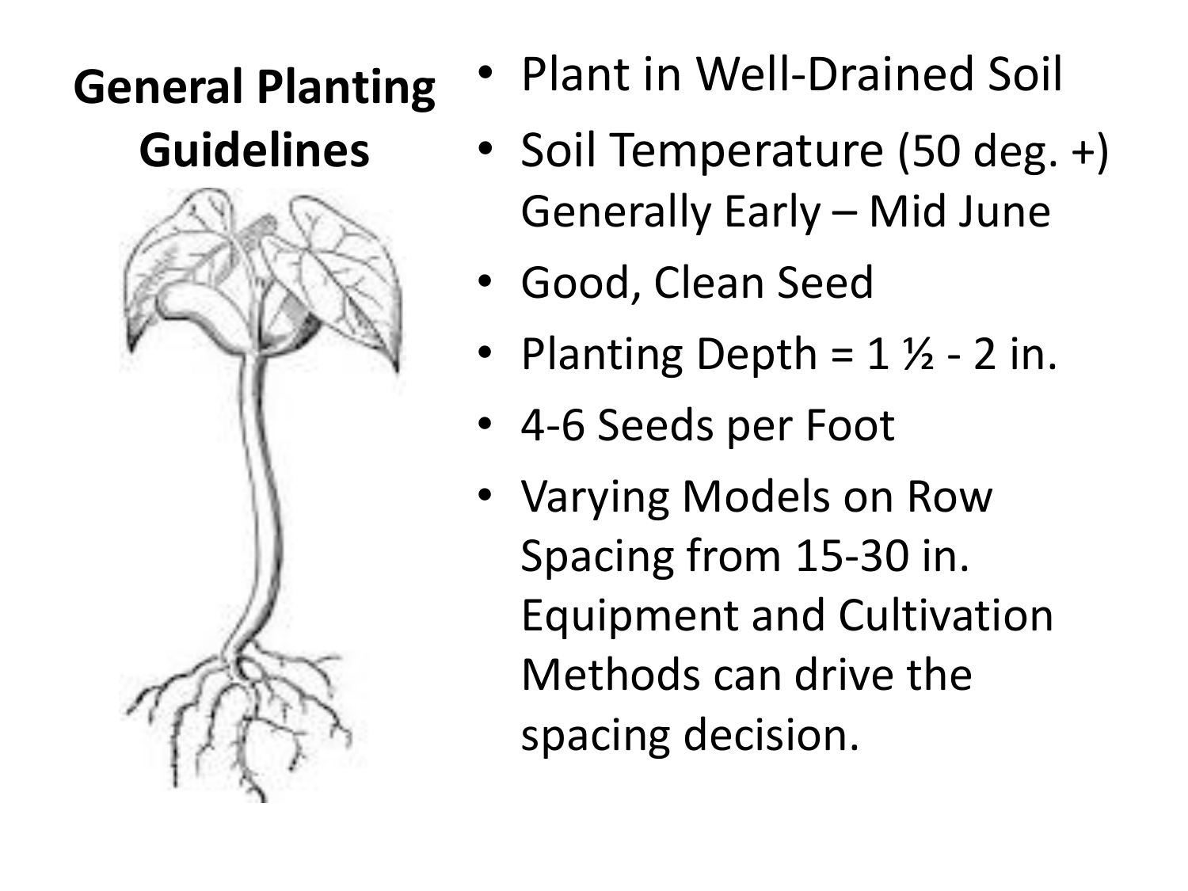# General Planting Guidelines

- Plant in Well-Drained Soil
- Soil Temperature (50 deg. +) Generally Early – Mid June
- Good, Clean Seed
- Planting Depth = 1 ½ - 2 in.
- 4-6 Seeds per Foot
- Varying Models on Row Spacing from 15-30 in. Equipment and Cultivation Methods can drive the spacing decision.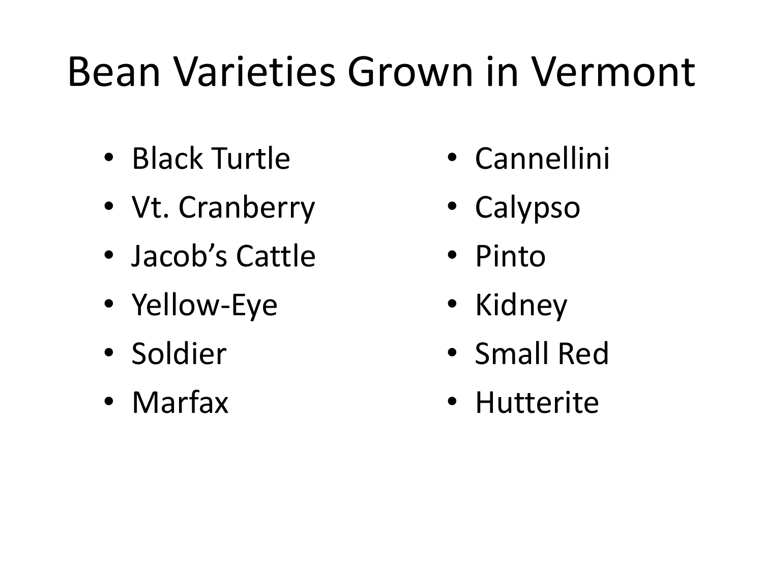# Bean Varieties Grown in Vermont

- Black Turtle
- Vt. Cranberry
- Jacob's Cattle
- Yellow-Eye
- Soldier
- Marfax
- Cannellini
- Calypso
- Pinto
- Kidney
- Small Red
- Hutterite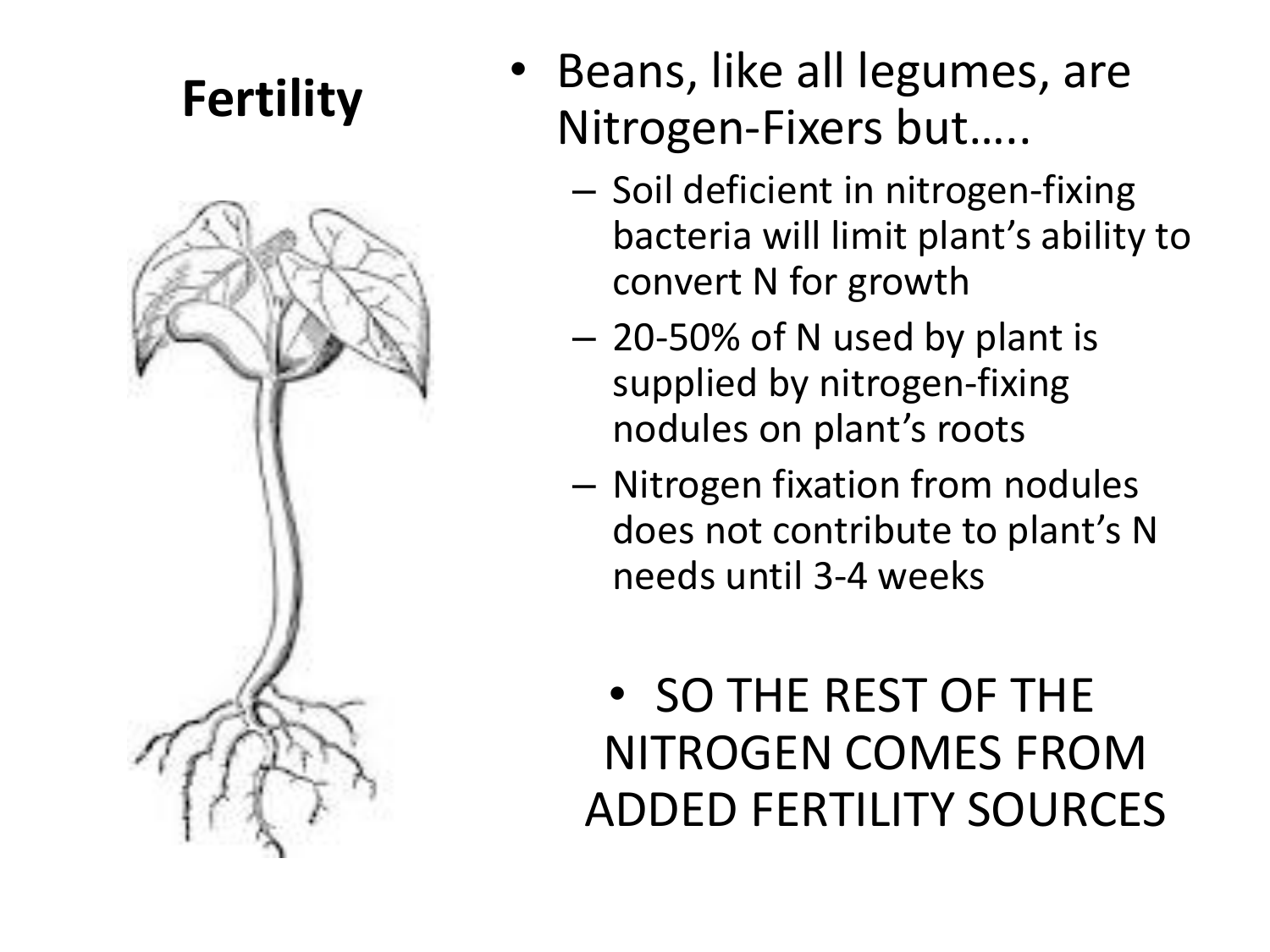## Fertility

- Beans, like all legumes, are Nitrogen-Fixers but…..
  - Soil deficient in nitrogen-fixing bacteria will limit plant's ability to convert N for growth
  - 20-50% of N used by plant is supplied by nitrogen-fixing nodules on plant's roots
  - Nitrogen fixation from nodules does not contribute to plant's N needs until 3-4 weeks

- SO THE REST OF THE NITROGEN COMES FROM ADDED FERTILITY SOURCES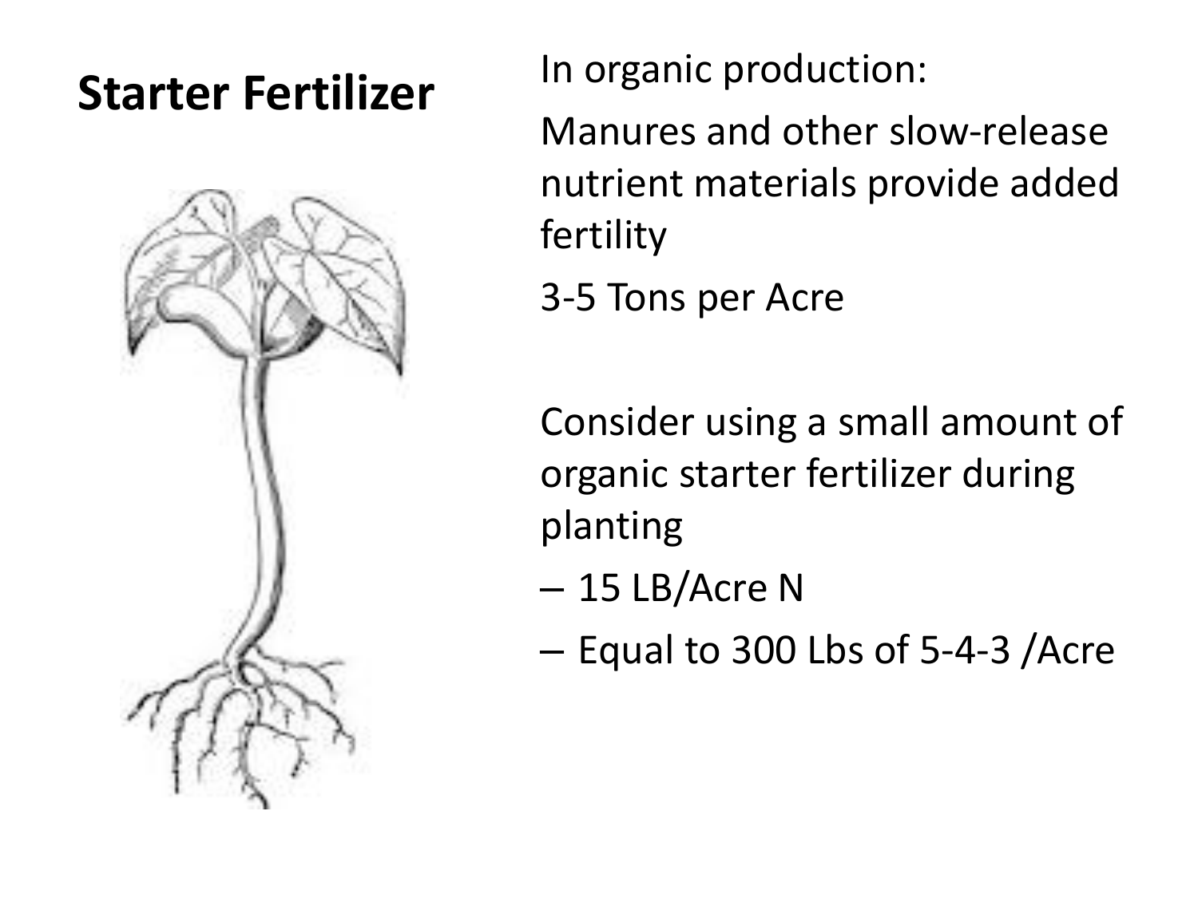# Starter Fertilizer

In organic production:

Manures and other slow-release nutrient materials provide added fertility

3-5 Tons per Acre

Consider using a small amount of organic starter fertilizer during planting

- 15 LB/Acre N
- Equal to 300 Lbs of 5-4-3 /Acre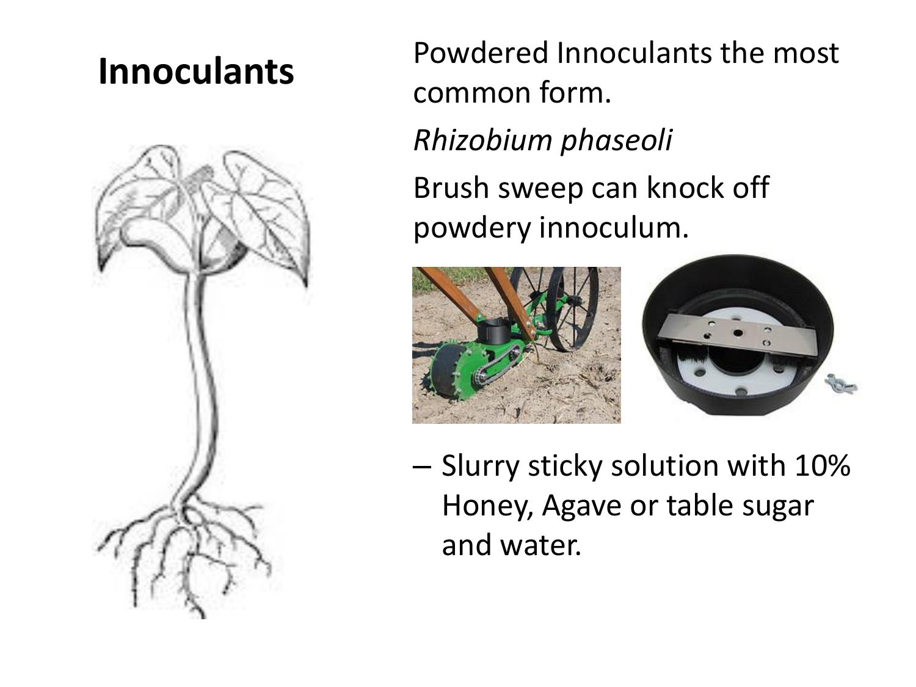# Innoculants

Powdered Innoculants the most common form.

*Rhizobium phaseoli*

Brush sweep can knock off powdery innoculum.

- Slurry sticky solution with 10% Honey, Agave or table sugar and water.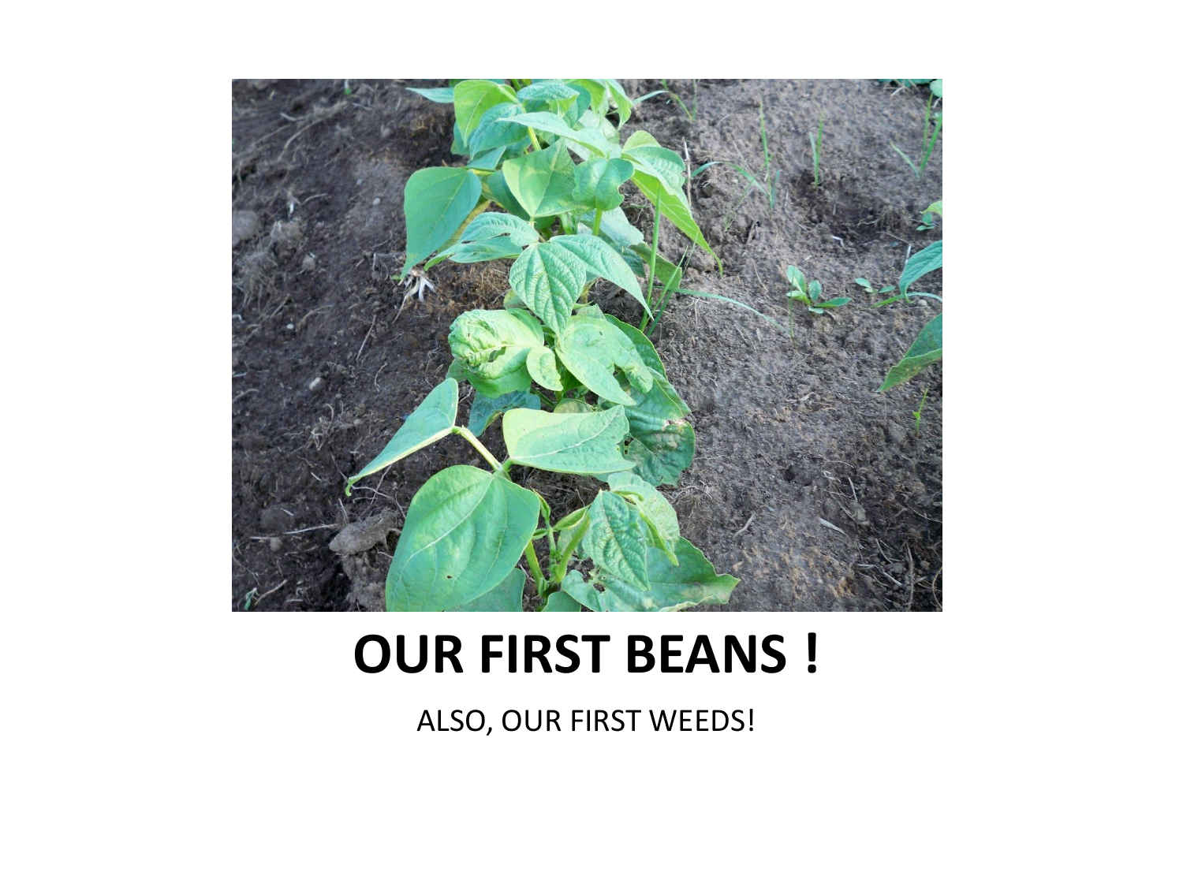# OUR FIRST BEANS !

ALSO, OUR FIRST WEEDS!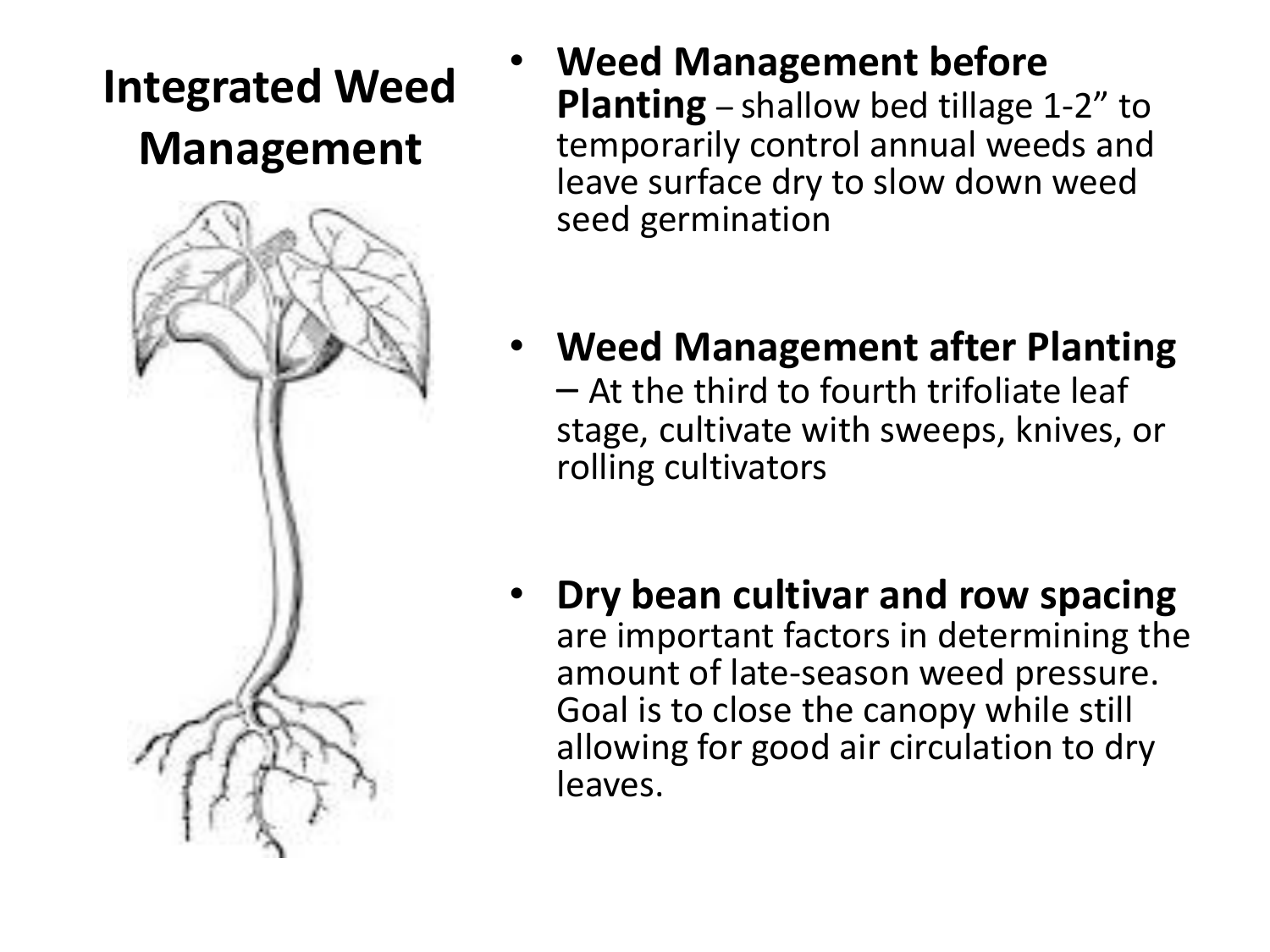# Integrated Weed Management

- **Weed Management before Planting** – shallow bed tillage 1-2" to temporarily control annual weeds and leave surface dry to slow down weed seed germination

- **Weed Management after Planting** – At the third to fourth trifoliate leaf stage, cultivate with sweeps, knives, or rolling cultivators

- **Dry bean cultivar and row spacing** are important factors in determining the amount of late-season weed pressure. Goal is to close the canopy while still allowing for good air circulation to dry leaves.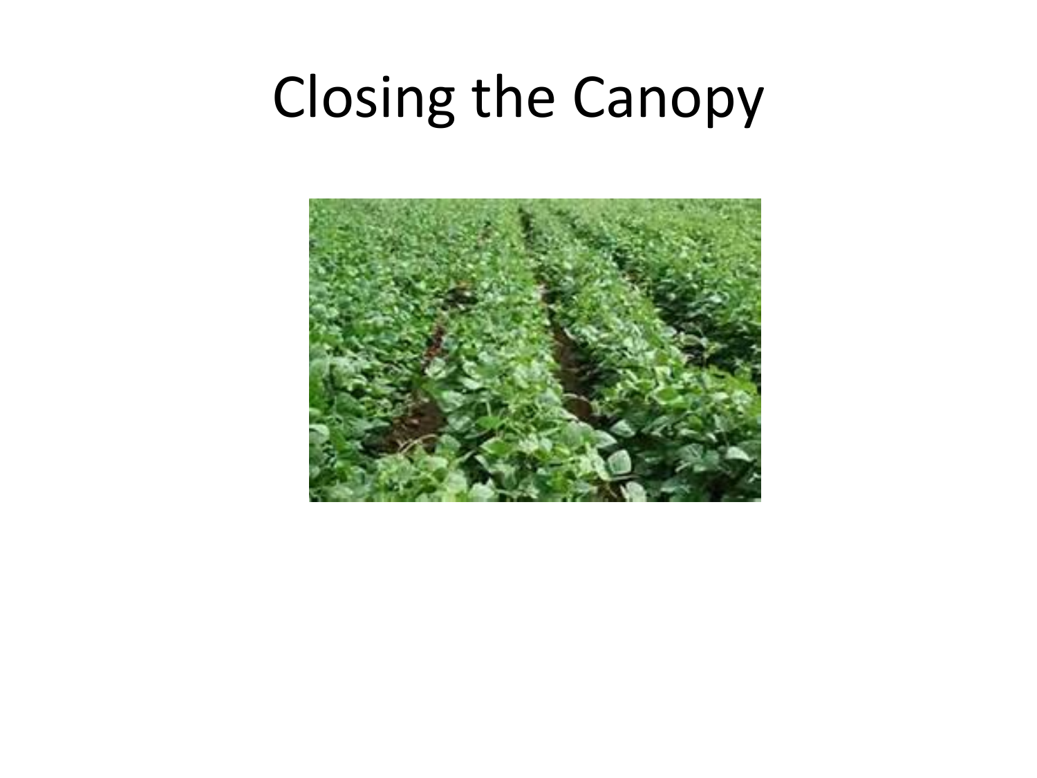# Closing the Canopy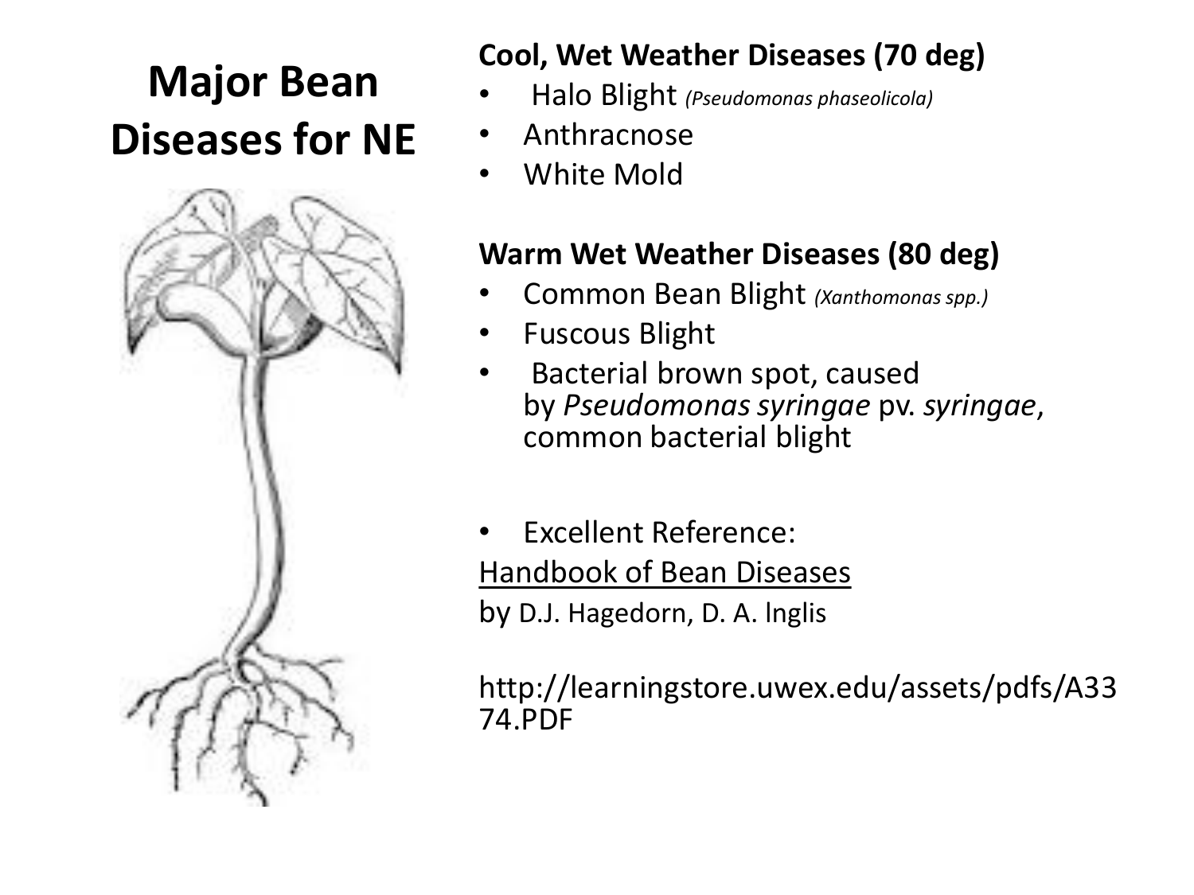# Major Bean Diseases for NE

**Cool, Wet Weather Diseases (70 deg)**

- Halo Blight *(Pseudomonas phaseolicola)*
- Anthracnose
- White Mold

**Warm Wet Weather Diseases (80 deg)**

- Common Bean Blight *(Xanthomonas spp.)*
- Fuscous Blight
- Bacterial brown spot, caused by *Pseudomonas syringae* pv. *syringae*, common bacterial blight

- Excellent Reference:

Handbook of Bean Diseases

by D.J. Hagedorn, D. A. Inglis

http://learningstore.uwex.edu/assets/pdfs/A3374.PDF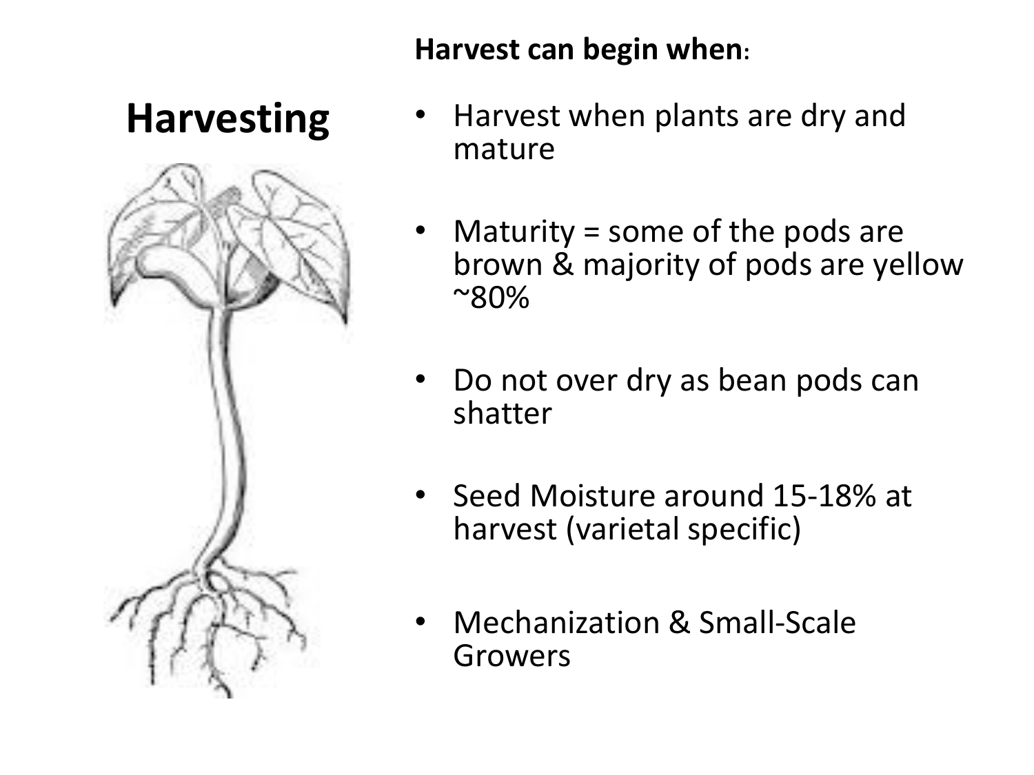# Harvesting

**Harvest can begin when:**

- Harvest when plants are dry and mature
- Maturity = some of the pods are brown & majority of pods are yellow ~80%
- Do not over dry as bean pods can shatter
- Seed Moisture around 15-18% at harvest (varietal specific)
- Mechanization & Small-Scale Growers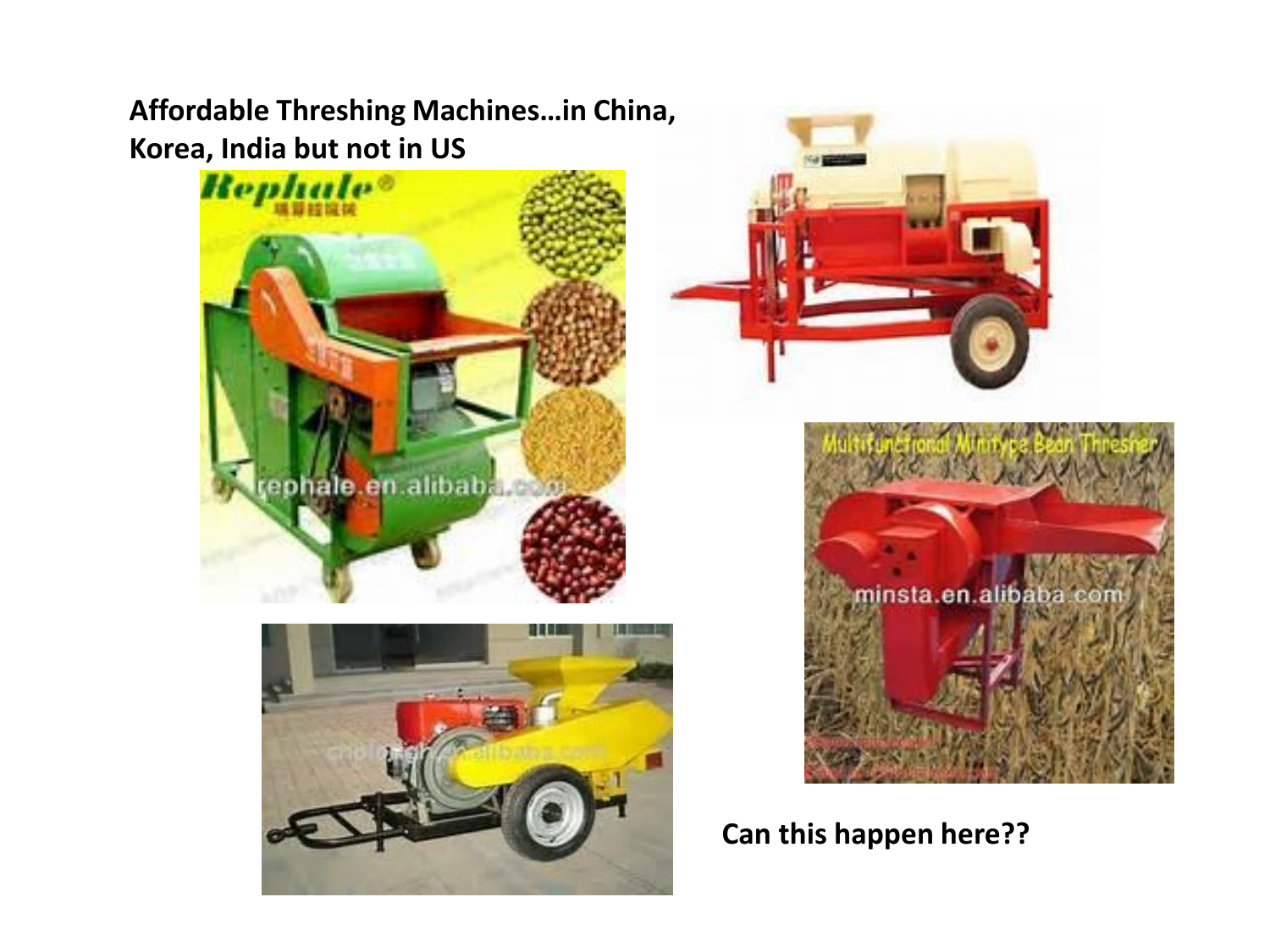**Affordable Threshing Machines…in China, Korea, India but not in US**

**Can this happen here??**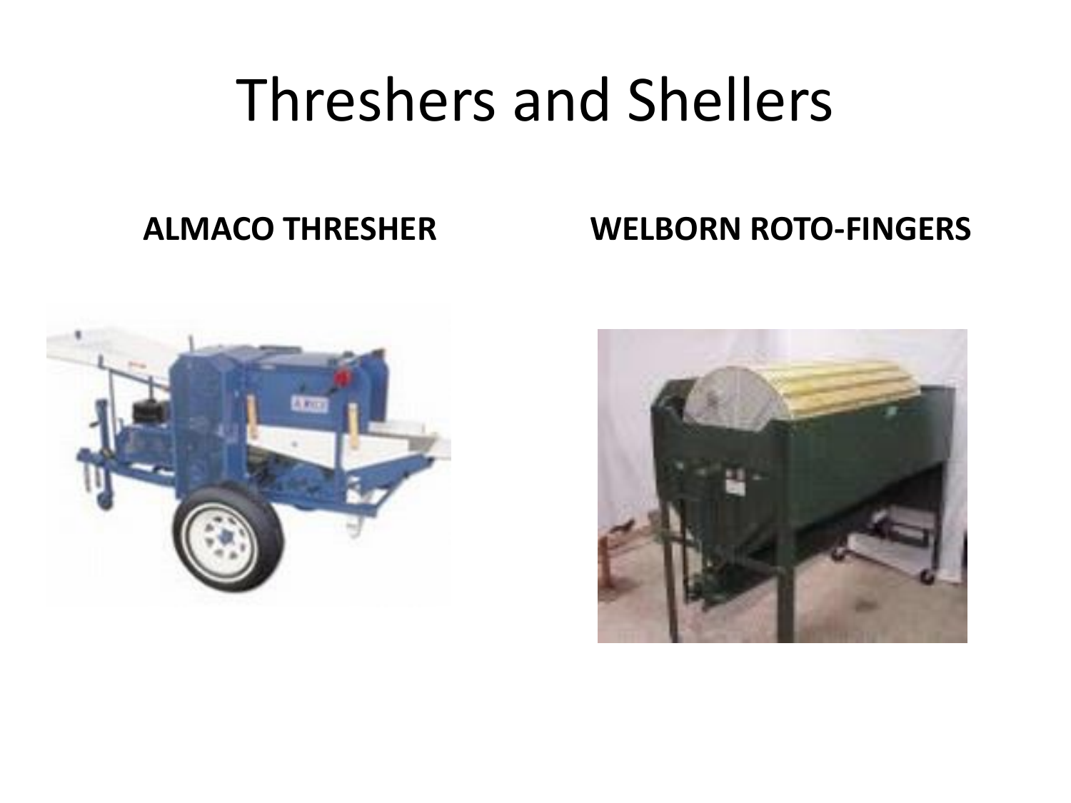# Threshers and Shellers

**ALMACO THRESHER**

**WELBORN ROTO-FINGERS**